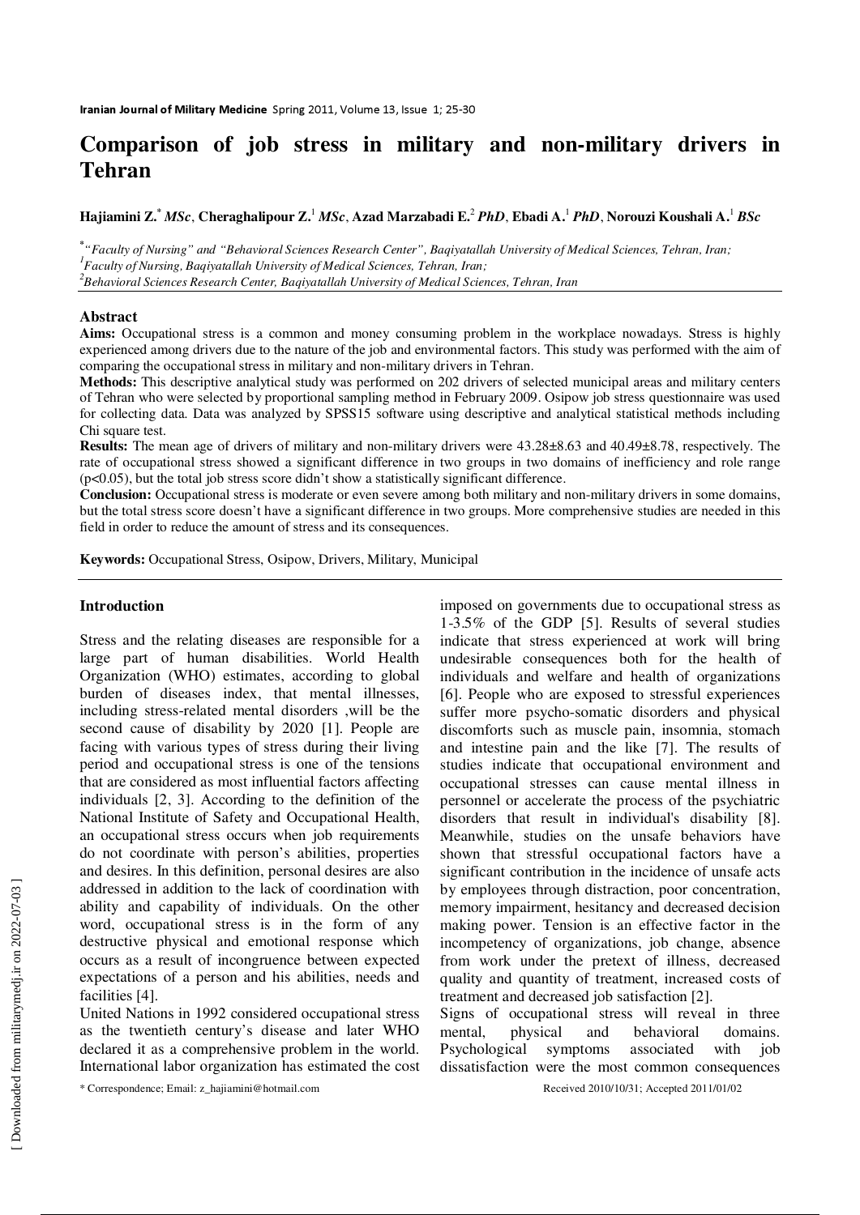# Comparison of job stress in military and non-military drivers in Tehran

**Hajiamini Z.*** ***MSc***, **Cheraghalipour Z.**[1] ***MSc***, **Azad Marzabadi E.**[2] ***PhD***, **Ebadi A.**[1] ***PhD***, **Norouzi Koushali A.**[1] ***BSc***

*\*"Faculty of Nursing" and "Behavioral Sciences Research Center", Baqiyatallah University of Medical Sciences, Tehran, Iran;*
*[1]Faculty of Nursing, Baqiyatallah University of Medical Sciences, Tehran, Iran;*
*[2]Behavioral Sciences Research Center, Baqiyatallah University of Medical Sciences, Tehran, Iran*

## Abstract

**Aims:** Occupational stress is a common and money consuming problem in the workplace nowadays. Stress is highly experienced among drivers due to the nature of the job and environmental factors. This study was performed with the aim of comparing the occupational stress in military and non-military drivers in Tehran.

**Methods:** This descriptive analytical study was performed on 202 drivers of selected municipal areas and military centers of Tehran who were selected by proportional sampling method in February 2009. Osipow job stress questionnaire was used for collecting data. Data was analyzed by SPSS15 software using descriptive and analytical statistical methods including Chi square test.

**Results:** The mean age of drivers of military and non-military drivers were 43.28±8.63 and 40.49±8.78, respectively. The rate of occupational stress showed a significant difference in two groups in two domains of inefficiency and role range ($p<0.05$), but the total job stress score didn't show a statistically significant difference.

**Conclusion:** Occupational stress is moderate or even severe among both military and non-military drivers in some domains, but the total stress score doesn't have a significant difference in two groups. More comprehensive studies are needed in this field in order to reduce the amount of stress and its consequences.

**Keywords:** Occupational Stress, Osipow, Drivers, Military, Municipal

## Introduction

Stress and the relating diseases are responsible for a large part of human disabilities. World Health Organization (WHO) estimates, according to global burden of diseases index, that mental illnesses, including stress-related mental disorders ,will be the second cause of disability by 2020 [1]. People are facing with various types of stress during their living period and occupational stress is one of the tensions that are considered as most influential factors affecting individuals [2, 3]. According to the definition of the National Institute of Safety and Occupational Health, an occupational stress occurs when job requirements do not coordinate with person's abilities, properties and desires. In this definition, personal desires are also addressed in addition to the lack of coordination with ability and capability of individuals. On the other word, occupational stress is in the form of any destructive physical and emotional response which occurs as a result of incongruence between expected expectations of a person and his abilities, needs and facilities [4].

United Nations in 1992 considered occupational stress as the twentieth century's disease and later WHO declared it as a comprehensive problem in the world. International labor organization has estimated the cost imposed on governments due to occupational stress as 1-3.5% of the GDP [5]. Results of several studies indicate that stress experienced at work will bring undesirable consequences both for the health of individuals and welfare and health of organizations [6]. People who are exposed to stressful experiences suffer more psycho-somatic disorders and physical discomforts such as muscle pain, insomnia, stomach and intestine pain and the like [7]. The results of studies indicate that occupational environment and occupational stresses can cause mental illness in personnel or accelerate the process of the psychiatric disorders that result in individual's disability [8]. Meanwhile, studies on the unsafe behaviors have shown that stressful occupational factors have a significant contribution in the incidence of unsafe acts by employees through distraction, poor concentration, memory impairment, hesitancy and decreased decision making power. Tension is an effective factor in the incompetency of organizations, job change, absence from work under the pretext of illness, decreased quality and quantity of treatment, increased costs of treatment and decreased job satisfaction [2].

Signs of occupational stress will reveal in three mental, physical and behavioral domains. Psychological symptoms associated with job dissatisfaction were the most common consequences

\* Correspondence; Email: z_hajiamini@hotmail.com

Received 2010/10/31; Accepted 2011/01/02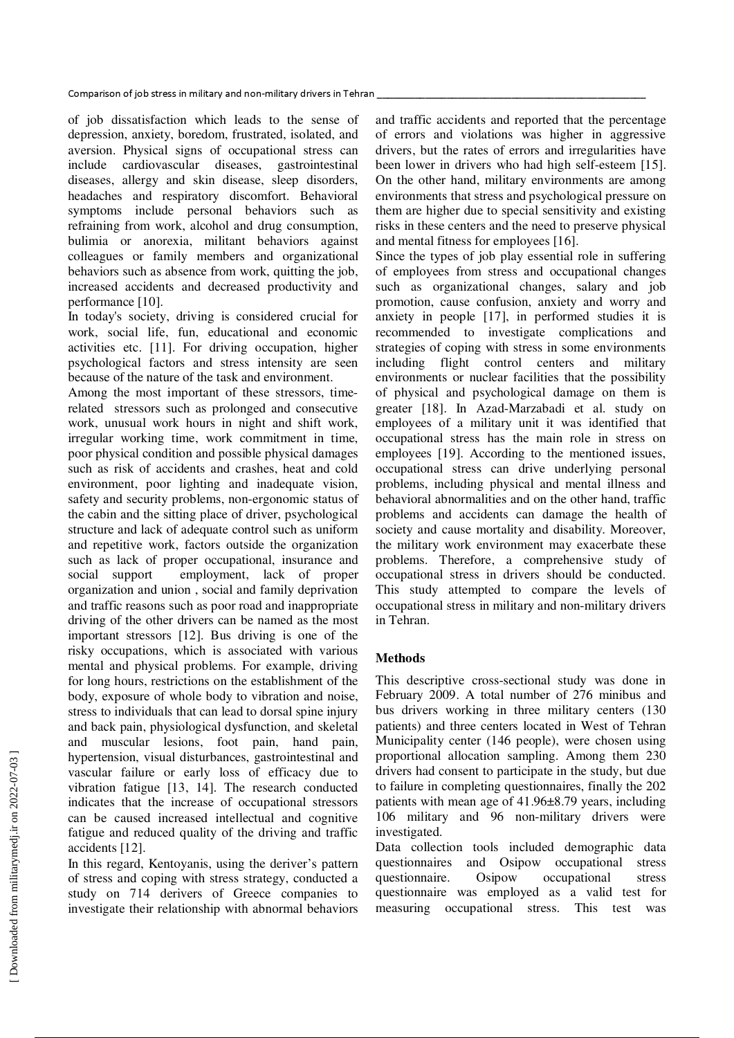of job dissatisfaction which leads to the sense of depression, anxiety, boredom, frustrated, isolated, and aversion. Physical signs of occupational stress can include cardiovascular diseases, gastrointestinal diseases, allergy and skin disease, sleep disorders, headaches and respiratory discomfort. Behavioral symptoms include personal behaviors such as refraining from work, alcohol and drug consumption, bulimia or anorexia, militant behaviors against colleagues or family members and organizational behaviors such as absence from work, quitting the job, increased accidents and decreased productivity and performance [10].

In today's society, driving is considered crucial for work, social life, fun, educational and economic activities etc. [11]. For driving occupation, higher psychological factors and stress intensity are seen because of the nature of the task and environment.

Among the most important of these stressors, time-related stressors such as prolonged and consecutive work, unusual work hours in night and shift work, irregular working time, work commitment in time, poor physical condition and possible physical damages such as risk of accidents and crashes, heat and cold environment, poor lighting and inadequate vision, safety and security problems, non-ergonomic status of the cabin and the sitting place of driver, psychological structure and lack of adequate control such as uniform and repetitive work, factors outside the organization such as lack of proper occupational, insurance and social support employment, lack of proper organization and union , social and family deprivation and traffic reasons such as poor road and inappropriate driving of the other drivers can be named as the most important stressors [12]. Bus driving is one of the risky occupations, which is associated with various mental and physical problems. For example, driving for long hours, restrictions on the establishment of the body, exposure of whole body to vibration and noise, stress to individuals that can lead to dorsal spine injury and back pain, physiological dysfunction, and skeletal and muscular lesions, foot pain, hand pain, hypertension, visual disturbances, gastrointestinal and vascular failure or early loss of efficacy due to vibration fatigue [13, 14]. The research conducted indicates that the increase of occupational stressors can be caused increased intellectual and cognitive fatigue and reduced quality of the driving and traffic accidents [12].

In this regard, Kentoyanis, using the deriver's pattern of stress and coping with stress strategy, conducted a study on 714 derivers of Greece companies to investigate their relationship with abnormal behaviors and traffic accidents and reported that the percentage of errors and violations was higher in aggressive drivers, but the rates of errors and irregularities have been lower in drivers who had high self-esteem [15]. On the other hand, military environments are among environments that stress and psychological pressure on them are higher due to special sensitivity and existing risks in these centers and the need to preserve physical and mental fitness for employees [16].

Since the types of job play essential role in suffering of employees from stress and occupational changes such as organizational changes, salary and job promotion, cause confusion, anxiety and worry and anxiety in people [17], in performed studies it is recommended to investigate complications and strategies of coping with stress in some environments including flight control centers and military environments or nuclear facilities that the possibility of physical and psychological damage on them is greater [18]. In Azad-Marzabadi et al. study on employees of a military unit it was identified that occupational stress has the main role in stress on employees [19]. According to the mentioned issues, occupational stress can drive underlying personal problems, including physical and mental illness and behavioral abnormalities and on the other hand, traffic problems and accidents can damage the health of society and cause mortality and disability. Moreover, the military work environment may exacerbate these problems. Therefore, a comprehensive study of occupational stress in drivers should be conducted. This study attempted to compare the levels of occupational stress in military and non-military drivers in Tehran.

## Methods

This descriptive cross-sectional study was done in February 2009. A total number of 276 minibus and bus drivers working in three military centers (130 patients) and three centers located in West of Tehran Municipality center (146 people), were chosen using proportional allocation sampling. Among them 230 drivers had consent to participate in the study, but due to failure in completing questionnaires, finally the 202 patients with mean age of 41.96±8.79 years, including 106 military and 96 non-military drivers were investigated.

Data collection tools included demographic data questionnaires and Osipow occupational stress questionnaire. Osipow occupational stress questionnaire was employed as a valid test for measuring occupational stress. This test was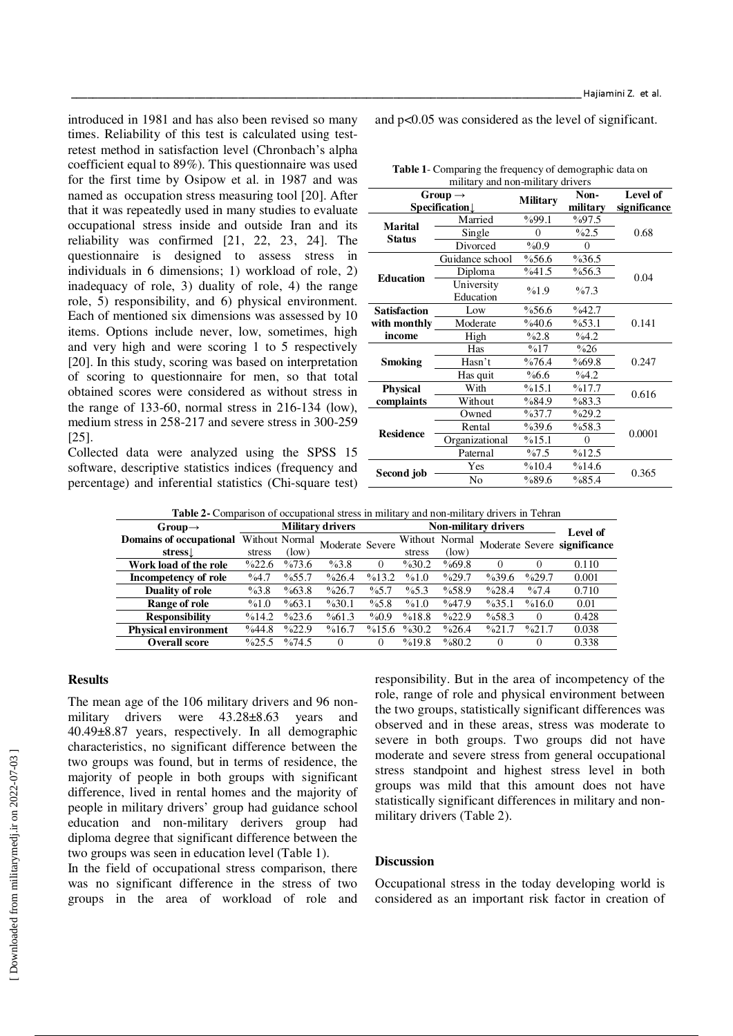introduced in 1981 and has also been revised so many times. Reliability of this test is calculated using test-retest method in satisfaction level (Chronbach's alpha coefficient equal to 89%). This questionnaire was used for the first time by Osipow et al. in 1987 and was named as occupation stress measuring tool [20]. After that it was repeatedly used in many studies to evaluate occupational stress inside and outside Iran and its reliability was confirmed [21, 22, 23, 24]. The questionnaire is designed to assess stress in individuals in 6 dimensions; 1) workload of role, 2) inadequacy of role, 3) duality of role, 4) the range role, 5) responsibility, and 6) physical environment. Each of mentioned six dimensions was assessed by 10 items. Options include never, low, sometimes, high and very high and were scoring 1 to 5 respectively [20]. In this study, scoring was based on interpretation of scoring to questionnaire for men, so that total obtained scores were considered as without stress in the range of 133-60, normal stress in 216-134 (low), medium stress in 258-217 and severe stress in 300-259 [25].

Collected data were analyzed using the SPSS 15 software, descriptive statistics indices (frequency and percentage) and inferential statistics (Chi-square test) and p<0.05 was considered as the level of significant.

**Table 1**- Comparing the frequency of demographic data on military and non-military drivers

| Group → Specification↓ | | Military | Non-military | Level of significance |
|---|---|---|---|---|
| Marital Status | Married | %99.1 | %97.5 | 0.68 |
| | Single | 0 | %2.5 | |
| | Divorced | %0.9 | 0 | |
| Education | Guidance school | %56.6 | %36.5 | 0.04 |
| | Diploma | %41.5 | %56.3 | |
| | University Education | %1.9 | %7.3 | |
| Satisfaction with monthly income | Low | %56.6 | %42.7 | 0.141 |
| | Moderate | %40.6 | %53.1 | |
| | High | %2.8 | %4.2 | |
| Smoking | Has | %17 | %26 | 0.247 |
| | Hasn't | %76.4 | %69.8 | |
| | Has quit | %6.6 | %4.2 | |
| Physical complaints | With | %15.1 | %17.7 | 0.616 |
| | Without | %84.9 | %83.3 | |
| Residence | Owned | %37.7 | %29.2 | 0.0001 |
| | Rental | %39.6 | %58.3 | |
| | Organizational | %15.1 | 0 | |
| | Paternal | %7.5 | %12.5 | |
| Second job | Yes | %10.4 | %14.6 | 0.365 |
| | No | %89.6 | %85.4 | |

**Table 2-** Comparison of occupational stress in military and non-military drivers in Tehran

| Group→ | Military drivers | | | | Non-military drivers | | | | Level of significance |
|---|---|---|---|---|---|---|---|---|---|
| Domains of occupational stress↓ | Without stress | Normal (low) | Moderate | Severe | Without stress | Normal (low) | Moderate | Severe | |
| **Work load of the role** | %22.6 | %73.6 | %3.8 | 0 | %30.2 | %69.8 | 0 | 0 | 0.110 |
| **Incompetency of role** | %4.7 | %55.7 | %26.4 | %13.2 | %1.0 | %29.7 | %39.6 | %29.7 | 0.001 |
| **Duality of role** | %3.8 | %63.8 | %26.7 | %5.7 | %5.3 | %58.9 | %28.4 | %7.4 | 0.710 |
| **Range of role** | %1.0 | %63.1 | %30.1 | %5.8 | %1.0 | %47.9 | %35.1 | %16.0 | 0.01 |
| **Responsibility** | %14.2 | %23.6 | %61.3 | %0.9 | %18.8 | %22.9 | %58.3 | 0 | 0.428 |
| **Physical environment** | %44.8 | %22.9 | %16.7 | %15.6 | %30.2 | %26.4 | %21.7 | %21.7 | 0.038 |
| **Overall score** | %25.5 | %74.5 | 0 | 0 | %19.8 | %80.2 | 0 | 0 | 0.338 |

## Results

The mean age of the 106 military drivers and 96 non-military drivers were 43.28±8.63 years and 40.49±8.87 years, respectively. In all demographic characteristics, no significant difference between the two groups was found, but in terms of residence, the majority of people in both groups with significant difference, lived in rental homes and the majority of people in military drivers' group had guidance school education and non-military derivers group had diploma degree that significant difference between the two groups was seen in education level (Table 1).

In the field of occupational stress comparison, there was no significant difference in the stress of two groups in the area of workload of role and responsibility. But in the area of incompetency of the role, range of role and physical environment between the two groups, statistically significant differences was observed and in these areas, stress was moderate to severe in both groups. Two groups did not have moderate and severe stress from general occupational stress standpoint and highest stress level in both groups was mild that this amount does not have statistically significant differences in military and non-military drivers (Table 2).

## Discussion

Occupational stress in the today developing world is considered as an important risk factor in creation of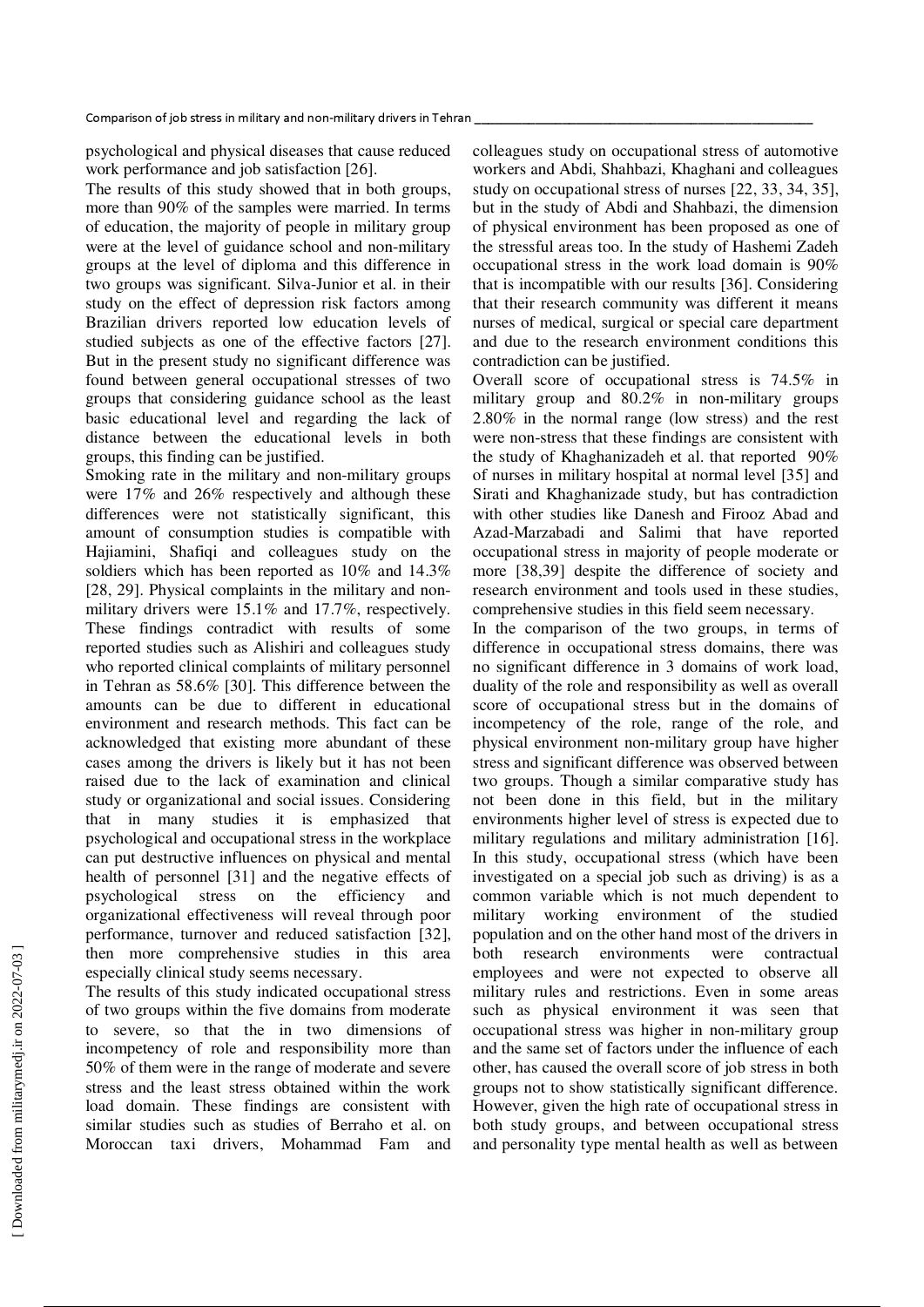psychological and physical diseases that cause reduced work performance and job satisfaction [26].

The results of this study showed that in both groups, more than 90% of the samples were married. In terms of education, the majority of people in military group were at the level of guidance school and non-military groups at the level of diploma and this difference in two groups was significant. Silva-Junior et al. in their study on the effect of depression risk factors among Brazilian drivers reported low education levels of studied subjects as one of the effective factors [27]. But in the present study no significant difference was found between general occupational stresses of two groups that considering guidance school as the least basic educational level and regarding the lack of distance between the educational levels in both groups, this finding can be justified.

Smoking rate in the military and non-military groups were 17% and 26% respectively and although these differences were not statistically significant, this amount of consumption studies is compatible with Hajiamini, Shafiqi and colleagues study on the soldiers which has been reported as 10% and 14.3% [28, 29]. Physical complaints in the military and non-military drivers were 15.1% and 17.7%, respectively. These findings contradict with results of some reported studies such as Alishiri and colleagues study who reported clinical complaints of military personnel in Tehran as 58.6% [30]. This difference between the amounts can be due to different in educational environment and research methods. This fact can be acknowledged that existing more abundant of these cases among the drivers is likely but it has not been raised due to the lack of examination and clinical study or organizational and social issues. Considering that in many studies it is emphasized that psychological and occupational stress in the workplace can put destructive influences on physical and mental health of personnel [31] and the negative effects of psychological stress on the efficiency and organizational effectiveness will reveal through poor performance, turnover and reduced satisfaction [32], then more comprehensive studies in this area especially clinical study seems necessary.

The results of this study indicated occupational stress of two groups within the five domains from moderate to severe, so that the in two dimensions of incompetency of role and responsibility more than 50% of them were in the range of moderate and severe stress and the least stress obtained within the work load domain. These findings are consistent with similar studies such as studies of Berraho et al. on Moroccan taxi drivers, Mohammad Fam and colleagues study on occupational stress of automotive workers and Abdi, Shahbazi, Khaghani and colleagues study on occupational stress of nurses [22, 33, 34, 35], but in the study of Abdi and Shahbazi, the dimension of physical environment has been proposed as one of the stressful areas too. In the study of Hashemi Zadeh occupational stress in the work load domain is 90% that is incompatible with our results [36]. Considering that their research community was different it means nurses of medical, surgical or special care department and due to the research environment conditions this contradiction can be justified.

Overall score of occupational stress is 74.5% in military group and 80.2% in non-military groups 2.80% in the normal range (low stress) and the rest were non-stress that these findings are consistent with the study of Khaghanizadeh et al. that reported 90% of nurses in military hospital at normal level [35] and Sirati and Khaghanizade study, but has contradiction with other studies like Danesh and Firooz Abad and Azad-Marzabadi and Salimi that have reported occupational stress in majority of people moderate or more [38,39] despite the difference of society and research environment and tools used in these studies, comprehensive studies in this field seem necessary.

In the comparison of the two groups, in terms of difference in occupational stress domains, there was no significant difference in 3 domains of work load, duality of the role and responsibility as well as overall score of occupational stress but in the domains of incompetency of the role, range of the role, and physical environment non-military group have higher stress and significant difference was observed between two groups. Though a similar comparative study has not been done in this field, but in the military environments higher level of stress is expected due to military regulations and military administration [16]. In this study, occupational stress (which have been investigated on a special job such as driving) is as a common variable which is not much dependent to military working environment of the studied population and on the other hand most of the drivers in both research environments were contractual employees and were not expected to observe all military rules and restrictions. Even in some areas such as physical environment it was seen that occupational stress was higher in non-military group and the same set of factors under the influence of each other, has caused the overall score of job stress in both groups not to show statistically significant difference. However, given the high rate of occupational stress in both study groups, and between occupational stress and personality type mental health as well as between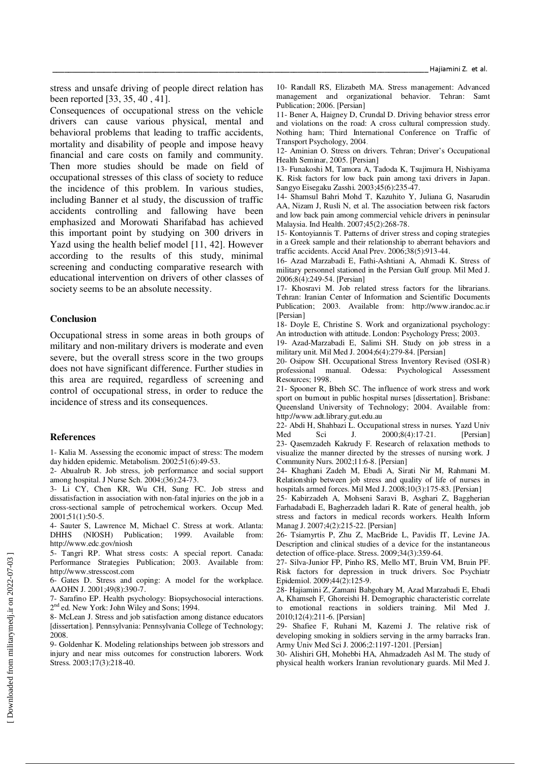stress and unsafe driving of people direct relation has been reported [33, 35, 40 , 41].

Consequences of occupational stress on the vehicle drivers can cause various physical, mental and behavioral problems that leading to traffic accidents, mortality and disability of people and impose heavy financial and care costs on family and community. Then more studies should be made on field of occupational stresses of this class of society to reduce the incidence of this problem. In various studies, including Banner et al study, the discussion of traffic accidents controlling and fallowing have been emphasized and Morowati Sharifabad has achieved this important point by studying on 300 drivers in Yazd using the health belief model [11, 42]. However according to the results of this study, minimal screening and conducting comparative research with educational intervention on drivers of other classes of society seems to be an absolute necessity.

## Conclusion

Occupational stress in some areas in both groups of military and non-military drivers is moderate and even severe, but the overall stress score in the two groups does not have significant difference. Further studies in this area are required, regardless of screening and control of occupational stress, in order to reduce the incidence of stress and its consequences.

## References

1- Kalia M. Assessing the economic impact of stress: The modern day hidden epidemic. Metabolism. 2002;51(6):49-53.

2- Abualrub R. Job stress, job performance and social support among hospital. J Nurse Sch. 2004;(36):24-73.

3- Li CY, Chen KR, Wu CH, Sung FC. Job stress and dissatisfaction in association with non-fatal injuries on the job in a cross-sectional sample of petrochemical workers. Occup Med. 2001;51(1):50-5.

4- Sauter S, Lawrence M, Michael C. Stress at work. Atlanta: DHHS (NIOSH) Publication; 1999. Available from: http://www.edc.gov/niosh

5- Tangri RP. What stress costs: A special report. Canada: Performance Strategies Publication; 2003. Available from: http://www.stresscost.com

6- Gates D. Stress and coping: A model for the workplace. AAOHN J. 2001;49(8):390-7.

7- Sarafino EP. Health psychology: Biopsychosocial interactions. 2nd ed. New York: John Wiley and Sons; 1994.

8- McLean J. Stress and job satisfaction among distance educators [dissertation]. Pennsylvania: Pennsylvania College of Technology; 2008.

9- Goldenhar K. Modeling relationships between job stressors and injury and near miss outcomes for construction laborers. Work Stress. 2003;17(3):218-40.

10- Randall RS, Elizabeth MA. Stress management: Advanced management and organizational behavior. Tehran: Samt Publication; 2006. [Persian]

11- Bener A, Haigney D, Crundal D. Driving behavior stress error and violations on the road: A cross cultural compression study. Nothing ham; Third International Conference on Traffic of Transport Psychology, 2004.

12- Aminian O. Stress on drivers. Tehran; Driver's Occupational Health Seminar, 2005. [Persian]

13- Funakoshi M, Tamora A, Tadoda K, Tsujimura H, Nishiyama K. Risk factors for low back pain among taxi drivers in Japan. Sangyo Eisegaku Zasshi. 2003;45(6):235-47.

14- Shamsul Bahri Mohd T, Kazuhito Y, Juliana G, Nasarudin AA, Nizam J, Rusli N, et al. The association between risk factors and low back pain among commercial vehicle drivers in peninsular Malaysia. Ind Health. 2007;45(2):268-78.

15- Kontoyiannis T. Patterns of driver stress and coping strategies in a Greek sample and their relationship to aberrant behaviors and traffic accidents. Accid Anal Prev. 2006;38(5):913-44.

16- Azad Marzabadi E, Fathi-Ashtiani A, Ahmadi K. Stress of military personnel stationed in the Persian Gulf group. Mil Med J. 2006;8(4):249-54. [Persian]

17- Khosravi M. Job related stress factors for the librarians. Tehran: Iranian Center of Information and Scientific Documents Publication; 2003. Available from: http://www.irandoc.ac.ir [Persian]

18- Doyle E, Christine S. Work and organizational psychology: An introduction with attitude. London: Psychology Press; 2003.

19- Azad-Marzabadi E, Salimi SH. Study on job stress in a military unit. Mil Med J. 2004;6(4):279-84. [Persian]

20- Osipow SH. Occupational Stress Inventory Revised (OSI-R) professional manual. Odessa: Psychological Assessment Resources; 1998.

21- Spooner R, Bbeh SC. The influence of work stress and work sport on burnout in public hospital nurses [dissertation]. Brisbane: Queensland University of Technology; 2004. Available from: http://www.adt.library.gut.edu.au

22- Abdi H, Shahbazi L. Occupational stress in nurses. Yazd Univ Med Sci J. 2000;8(4):17-21. [Persian]

23- Qasemzadeh Kakrudy F. Research of relaxation methods to visualize the manner directed by the stresses of nursing work. J Community Nurs. 2002;11:6-8. [Persian]

24- Khaghani Zadeh M, Ebadi A, Sirati Nir M, Rahmani M. Relationship between job stress and quality of life of nurses in hospitals armed forces. Mil Med J. 2008;10(3):175-83. [Persian]

25- Kabirzadeh A, Mohseni Saravi B, Asghari Z, Baggherian Farhadabadi E, Bagherzadeh ladari R. Rate of general health, job stress and factors in medical records workers. Health Inform Manag J. 2007;4(2):215-22. [Persian]

26- Tsiamyrtis P, Zhu Z, MacBride L, Pavidis IT, Levine JA. Description and clinical studies of a device for the instantaneous detection of office-place. Stress. 2009;34(3):359-64.

27- Silva-Junior FP, Pinho RS, Mello MT, Bruin VM, Bruin PF. Risk factors for depression in truck drivers. Soc Psychiatr Epidemiol. 2009;44(2):125-9.

28- Hajiamini Z, Zamani Babgohary M, Azad Marzabadi E, Ebadi A, Khamseh F, Ghoreishi H. Demographic characteristic correlate to emotional reactions in soldiers training. Mil Med J. 2010;12(4):211-6. [Persian]

29- Shafiee F, Ruhani M, Kazemi J. The relative risk of developing smoking in soldiers serving in the army barracks Iran. Army Univ Med Sci J. 2006;2:1197-1201. [Persian]

30- Alishiri GH, Mohebbi HA, Ahmadzadeh Asl M. The study of physical health workers Iranian revolutionary guards. Mil Med J.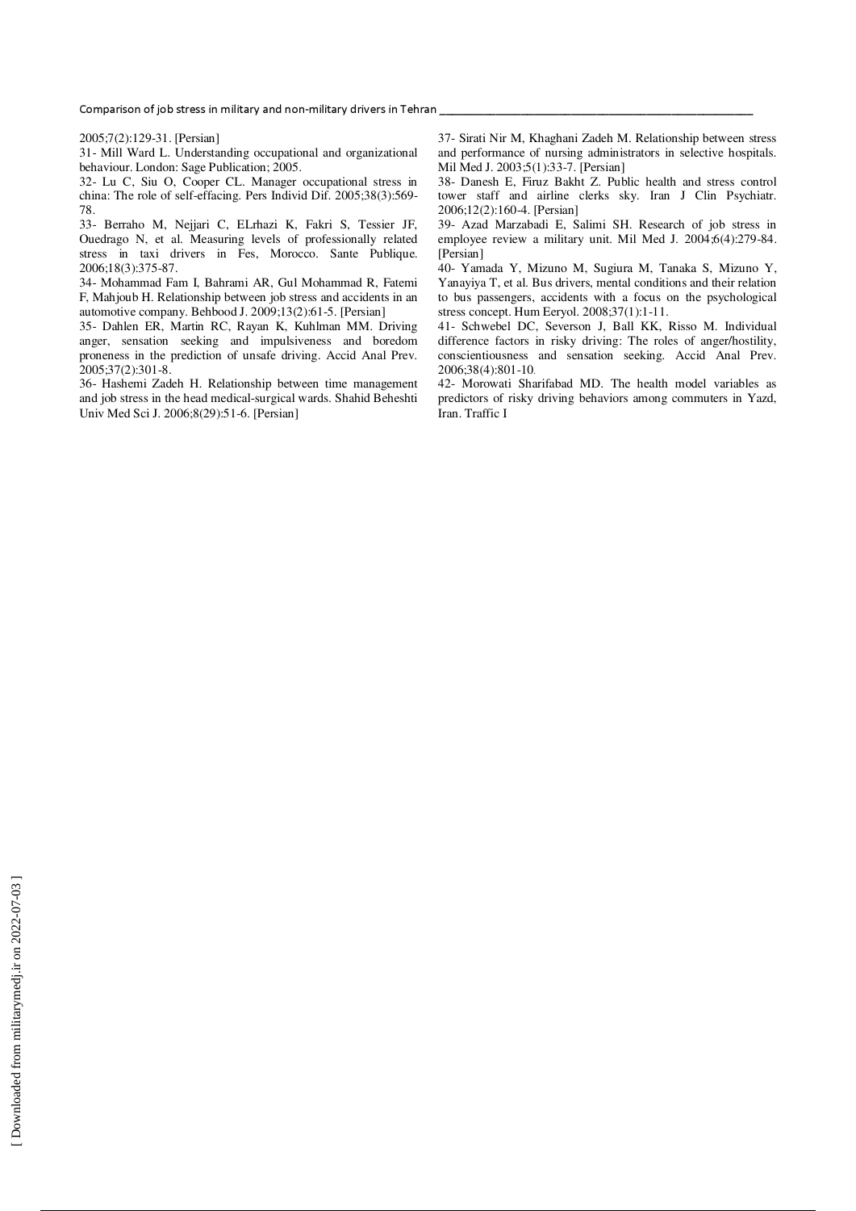2005;7(2):129-31. [Persian]

31- Mill Ward L. Understanding occupational and organizational behaviour. London: Sage Publication; 2005.

32- Lu C, Siu O, Cooper CL. Manager occupational stress in china: The role of self-effacing. Pers Individ Dif. 2005;38(3):569-78.

33- Berraho M, Nejjari C, ELrhazi K, Fakri S, Tessier JF, Ouedrago N, et al. Measuring levels of professionally related stress in taxi drivers in Fes, Morocco. Sante Publique. 2006;18(3):375-87.

34- Mohammad Fam I, Bahrami AR, Gul Mohammad R, Fatemi F, Mahjoub H. Relationship between job stress and accidents in an automotive company. Behbood J. 2009;13(2):61-5. [Persian]

35- Dahlen ER, Martin RC, Rayan K, Kuhlman MM. Driving anger, sensation seeking and impulsiveness and boredom proneness in the prediction of unsafe driving. Accid Anal Prev. 2005;37(2):301-8.

36- Hashemi Zadeh H. Relationship between time management and job stress in the head medical-surgical wards. Shahid Beheshti Univ Med Sci J. 2006;8(29):51-6. [Persian]

37- Sirati Nir M, Khaghani Zadeh M. Relationship between stress and performance of nursing administrators in selective hospitals. Mil Med J. 2003;5(1):33-7. [Persian]

38- Danesh E, Firuz Bakht Z. Public health and stress control tower staff and airline clerks sky. Iran J Clin Psychiatr. 2006;12(2):160-4. [Persian]

39- Azad Marzabadi E, Salimi SH. Research of job stress in employee review a military unit. Mil Med J. 2004;6(4):279-84. [Persian]

40- Yamada Y, Mizuno M, Sugiura M, Tanaka S, Mizuno Y, Yanayiya T, et al. Bus drivers, mental conditions and their relation to bus passengers, accidents with a focus on the psychological stress concept. Hum Eeryol. 2008;37(1):1-11.

41- Schwebel DC, Severson J, Ball KK, Risso M. Individual difference factors in risky driving: The roles of anger/hostility, conscientiousness and sensation seeking. Accid Anal Prev. 2006;38(4):801-10.

42- Morowati Sharifabad MD. The health model variables as predictors of risky driving behaviors among commuters in Yazd, Iran. Traffic I